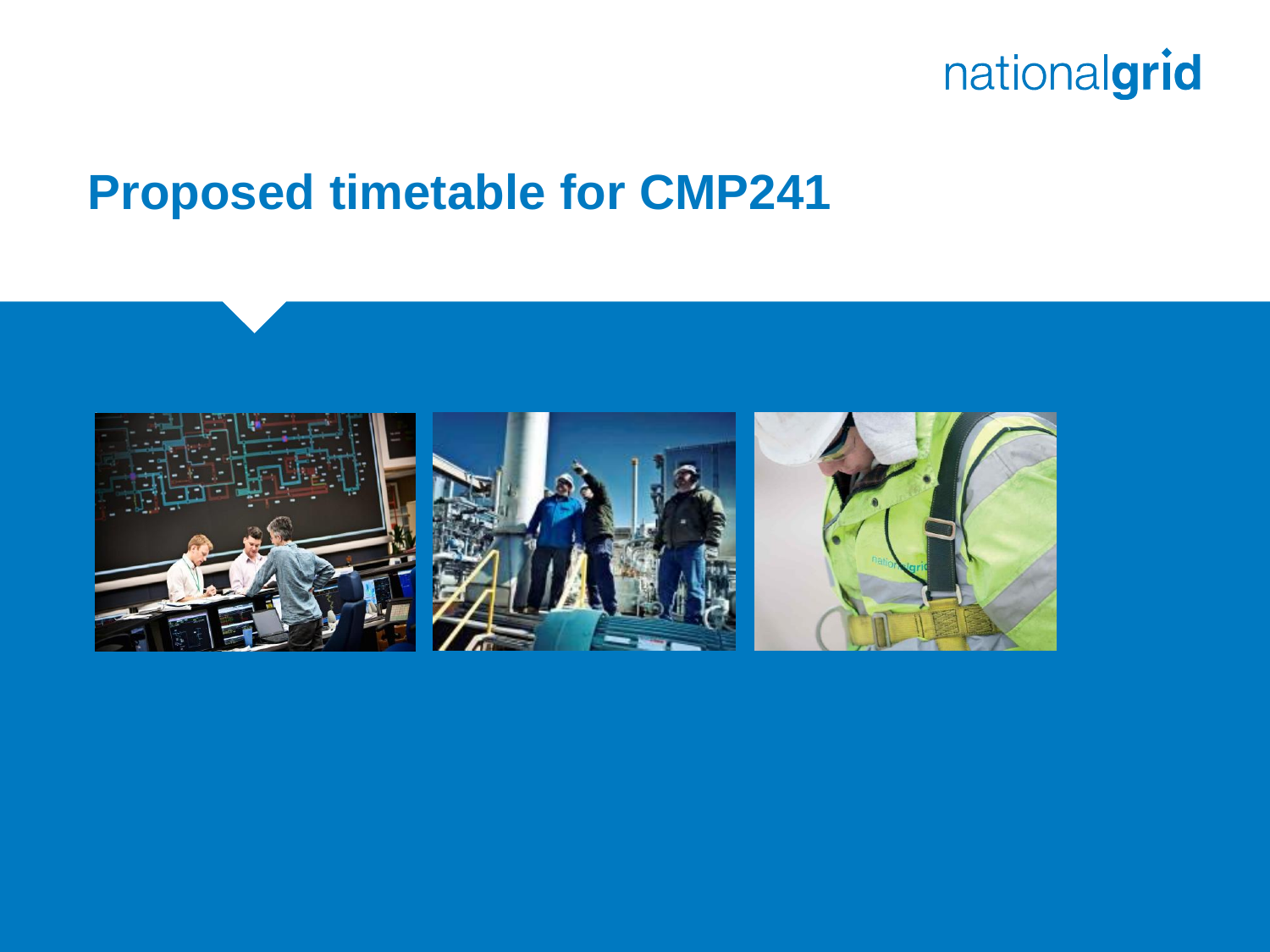# Proposed timetable for CMP241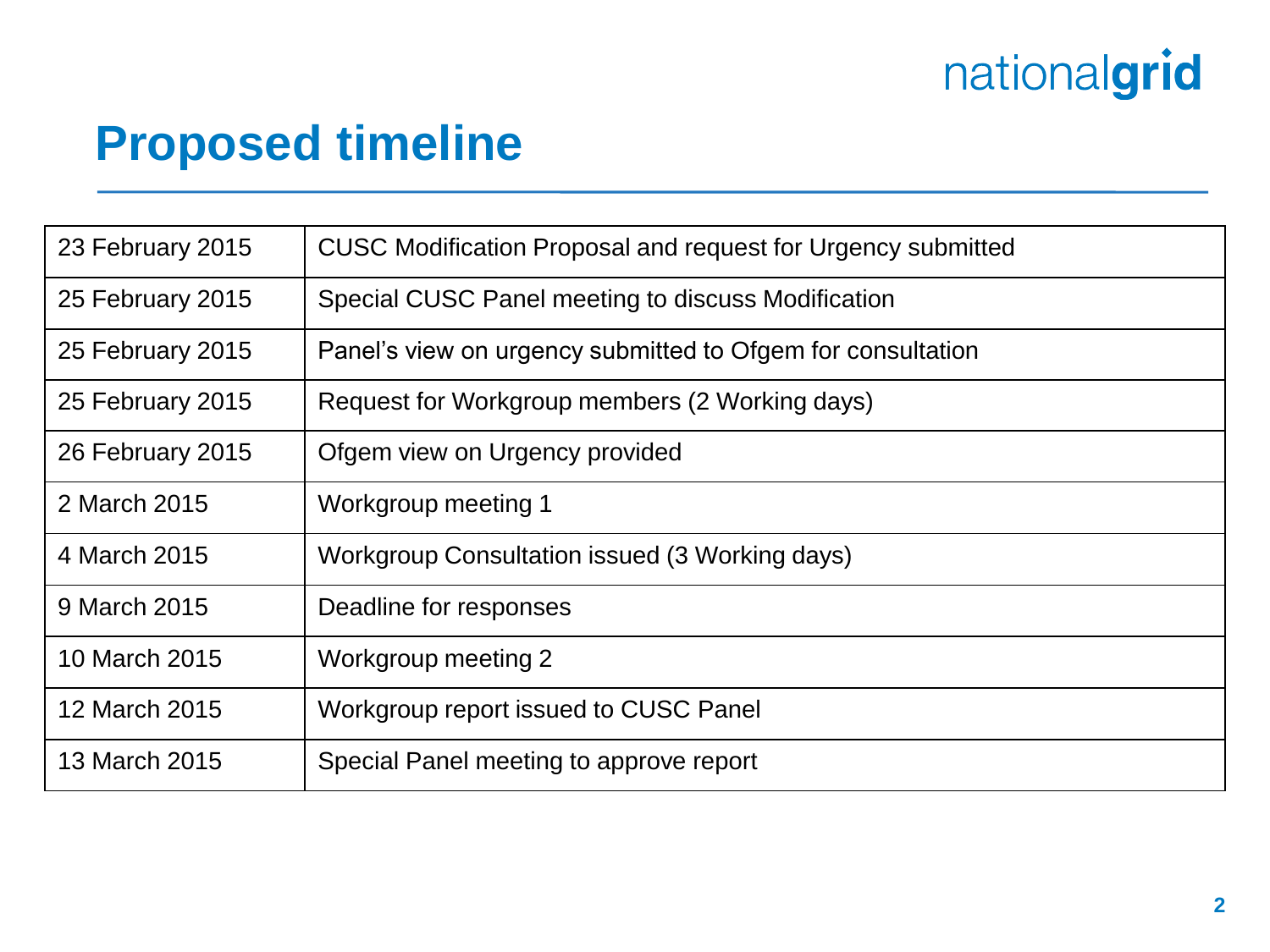# Proposed timeline

| | |
|---|---|
| 23 February 2015 | CUSC Modification Proposal and request for Urgency submitted |
| 25 February 2015 | Special CUSC Panel meeting to discuss Modification |
| 25 February 2015 | Panel’s view on urgency submitted to Ofgem for consultation |
| 25 February 2015 | Request for Workgroup members (2 Working days) |
| 26 February 2015 | Ofgem view on Urgency provided |
| 2 March 2015 | Workgroup meeting 1 |
| 4 March 2015 | Workgroup Consultation issued (3 Working days) |
| 9 March 2015 | Deadline for responses |
| 10 March 2015 | Workgroup meeting 2 |
| 12 March 2015 | Workgroup report issued to CUSC Panel |
| 13 March 2015 | Special Panel meeting to approve report |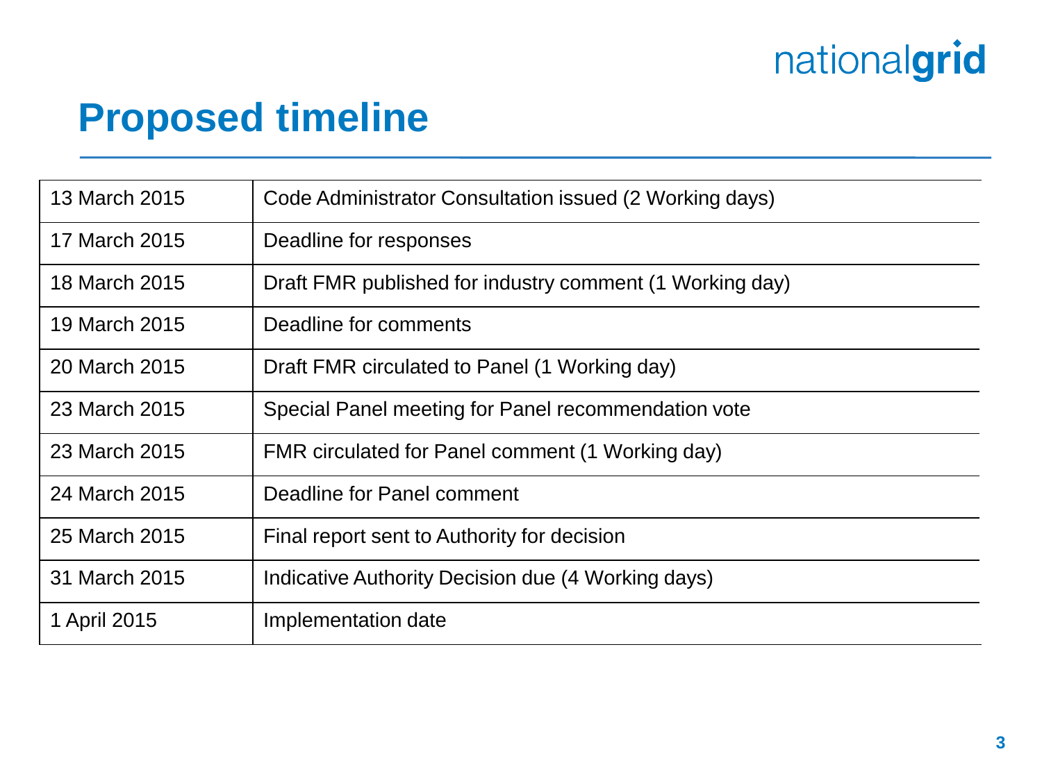# Proposed timeline

| | |
|---|---|
| 13 March 2015 | Code Administrator Consultation issued (2 Working days) |
| 17 March 2015 | Deadline for responses |
| 18 March 2015 | Draft FMR published for industry comment (1 Working day) |
| 19 March 2015 | Deadline for comments |
| 20 March 2015 | Draft FMR circulated to Panel (1 Working day) |
| 23 March 2015 | Special Panel meeting for Panel recommendation vote |
| 23 March 2015 | FMR circulated for Panel comment (1 Working day) |
| 24 March 2015 | Deadline for Panel comment |
| 25 March 2015 | Final report sent to Authority for decision |
| 31 March 2015 | Indicative Authority Decision due (4 Working days) |
| 1 April 2015 | Implementation date |